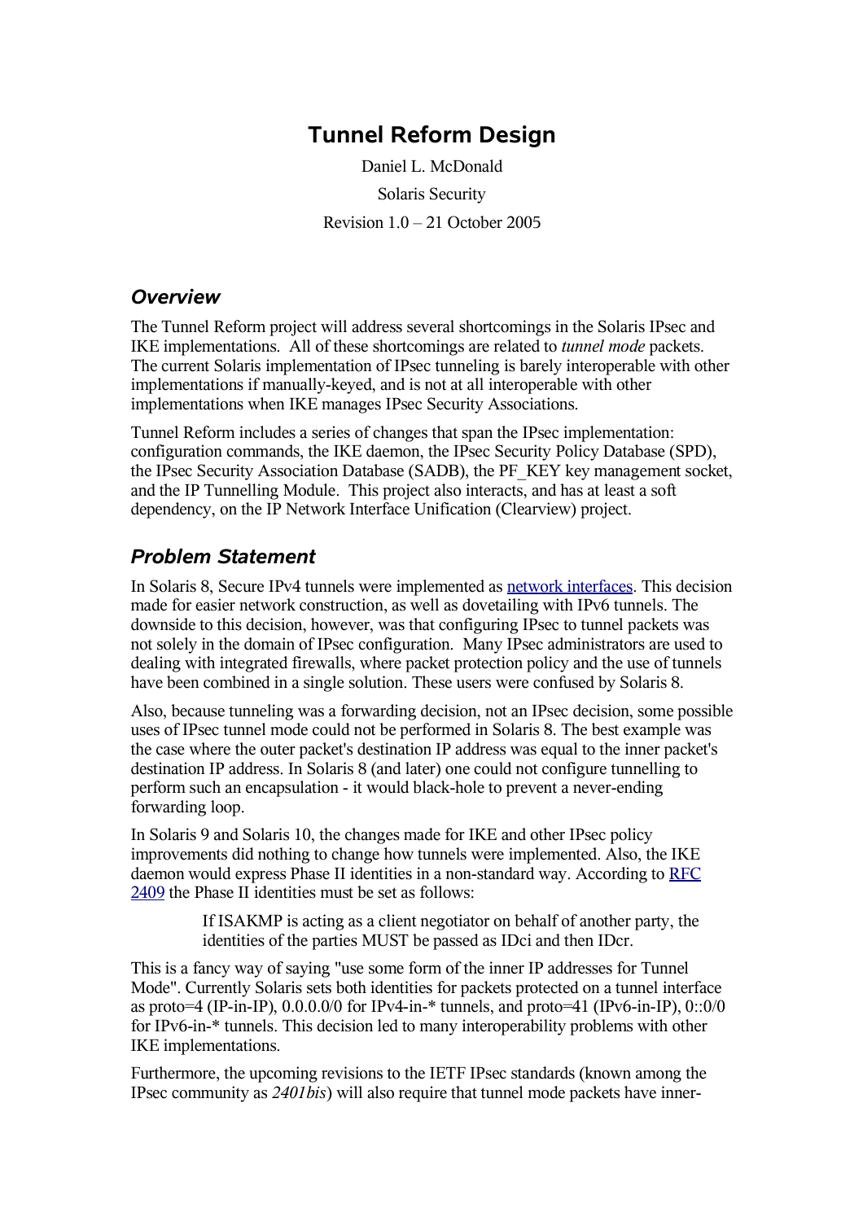# Tunnel Reform Design

Daniel L. McDonald

Solaris Security

Revision 1.0 – 21 October 2005

## *Overview*

The Tunnel Reform project will address several shortcomings in the Solaris IPsec and IKE implementations. All of these shortcomings are related to *tunnel mode* packets. The current Solaris implementation of IPsec tunneling is barely interoperable with other implementations if manually-keyed, and is not at all interoperable with other implementations when IKE manages IPsec Security Associations.

Tunnel Reform includes a series of changes that span the IPsec implementation: configuration commands, the IKE daemon, the IPsec Security Policy Database (SPD), the IPsec Security Association Database (SADB), the PF_KEY key management socket, and the IP Tunnelling Module. This project also interacts, and has at least a soft dependency, on the IP Network Interface Unification (Clearview) project.

## *Problem Statement*

In Solaris 8, Secure IPv4 tunnels were implemented as network interfaces. This decision made for easier network construction, as well as dovetailing with IPv6 tunnels. The downside to this decision, however, was that configuring IPsec to tunnel packets was not solely in the domain of IPsec configuration. Many IPsec administrators are used to dealing with integrated firewalls, where packet protection policy and the use of tunnels have been combined in a single solution. These users were confused by Solaris 8.

Also, because tunneling was a forwarding decision, not an IPsec decision, some possible uses of IPsec tunnel mode could not be performed in Solaris 8. The best example was the case where the outer packet's destination IP address was equal to the inner packet's destination IP address. In Solaris 8 (and later) one could not configure tunnelling to perform such an encapsulation - it would black-hole to prevent a never-ending forwarding loop.

In Solaris 9 and Solaris 10, the changes made for IKE and other IPsec policy improvements did nothing to change how tunnels were implemented. Also, the IKE daemon would express Phase II identities in a non-standard way. According to RFC 2409 the Phase II identities must be set as follows:

> If ISAKMP is acting as a client negotiator on behalf of another party, the identities of the parties MUST be passed as IDci and then IDcr.

This is a fancy way of saying "use some form of the inner IP addresses for Tunnel Mode". Currently Solaris sets both identities for packets protected on a tunnel interface as proto=4 (IP-in-IP), 0.0.0.0/0 for IPv4-in-* tunnels, and proto=41 (IPv6-in-IP), 0::0/0 for IPv6-in-* tunnels. This decision led to many interoperability problems with other IKE implementations.

Furthermore, the upcoming revisions to the IETF IPsec standards (known among the IPsec community as *2401bis*) will also require that tunnel mode packets have inner-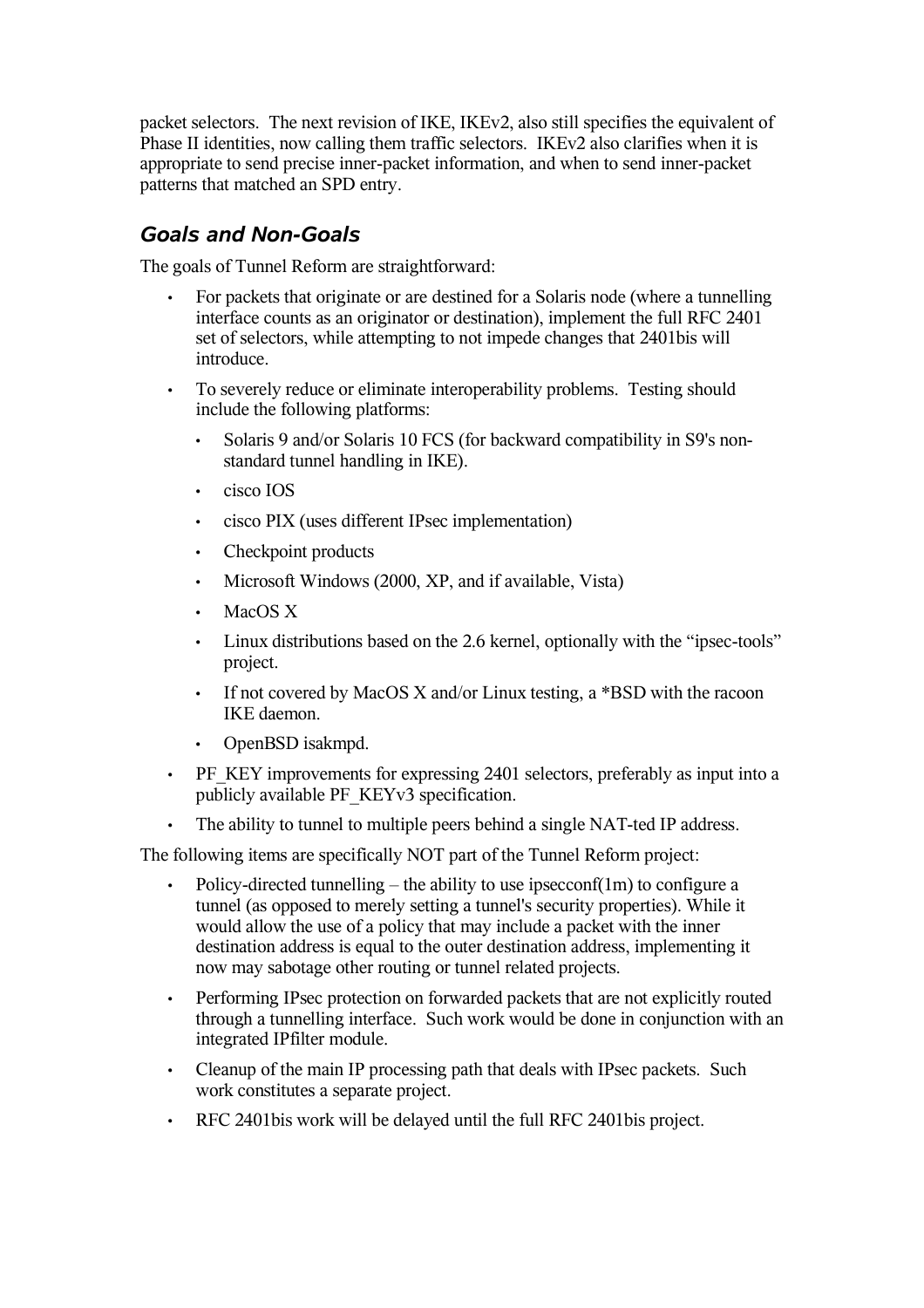packet selectors. The next revision of IKE, IKEv2, also still specifies the equivalent of Phase II identities, now calling them traffic selectors. IKEv2 also clarifies when it is appropriate to send precise inner-packet information, and when to send inner-packet patterns that matched an SPD entry.

### *Goals and Non-Goals*

The goals of Tunnel Reform are straightforward:

- For packets that originate or are destined for a Solaris node (where a tunnelling interface counts as an originator or destination), implement the full RFC 2401 set of selectors, while attempting to not impede changes that 2401bis will introduce.
- To severely reduce or eliminate interoperability problems. Testing should include the following platforms:
  - Solaris 9 and/or Solaris 10 FCS (for backward compatibility in S9's non-standard tunnel handling in IKE).
  - cisco IOS
  - cisco PIX (uses different IPsec implementation)
  - Checkpoint products
  - Microsoft Windows (2000, XP, and if available, Vista)
  - MacOS X
  - Linux distributions based on the 2.6 kernel, optionally with the "ipsec-tools" project.
  - If not covered by MacOS X and/or Linux testing, a *BSD with the racoon IKE daemon.
  - OpenBSD isakmpd.
- PF_KEY improvements for expressing 2401 selectors, preferably as input into a publicly available PF_KEYv3 specification.
- The ability to tunnel to multiple peers behind a single NAT-ted IP address.

The following items are specifically NOT part of the Tunnel Reform project:

- Policy-directed tunnelling – the ability to use ipsecconf(1m) to configure a tunnel (as opposed to merely setting a tunnel's security properties). While it would allow the use of a policy that may include a packet with the inner destination address is equal to the outer destination address, implementing it now may sabotage other routing or tunnel related projects.
- Performing IPsec protection on forwarded packets that are not explicitly routed through a tunnelling interface. Such work would be done in conjunction with an integrated IPfilter module.
- Cleanup of the main IP processing path that deals with IPsec packets. Such work constitutes a separate project.
- RFC 2401bis work will be delayed until the full RFC 2401bis project.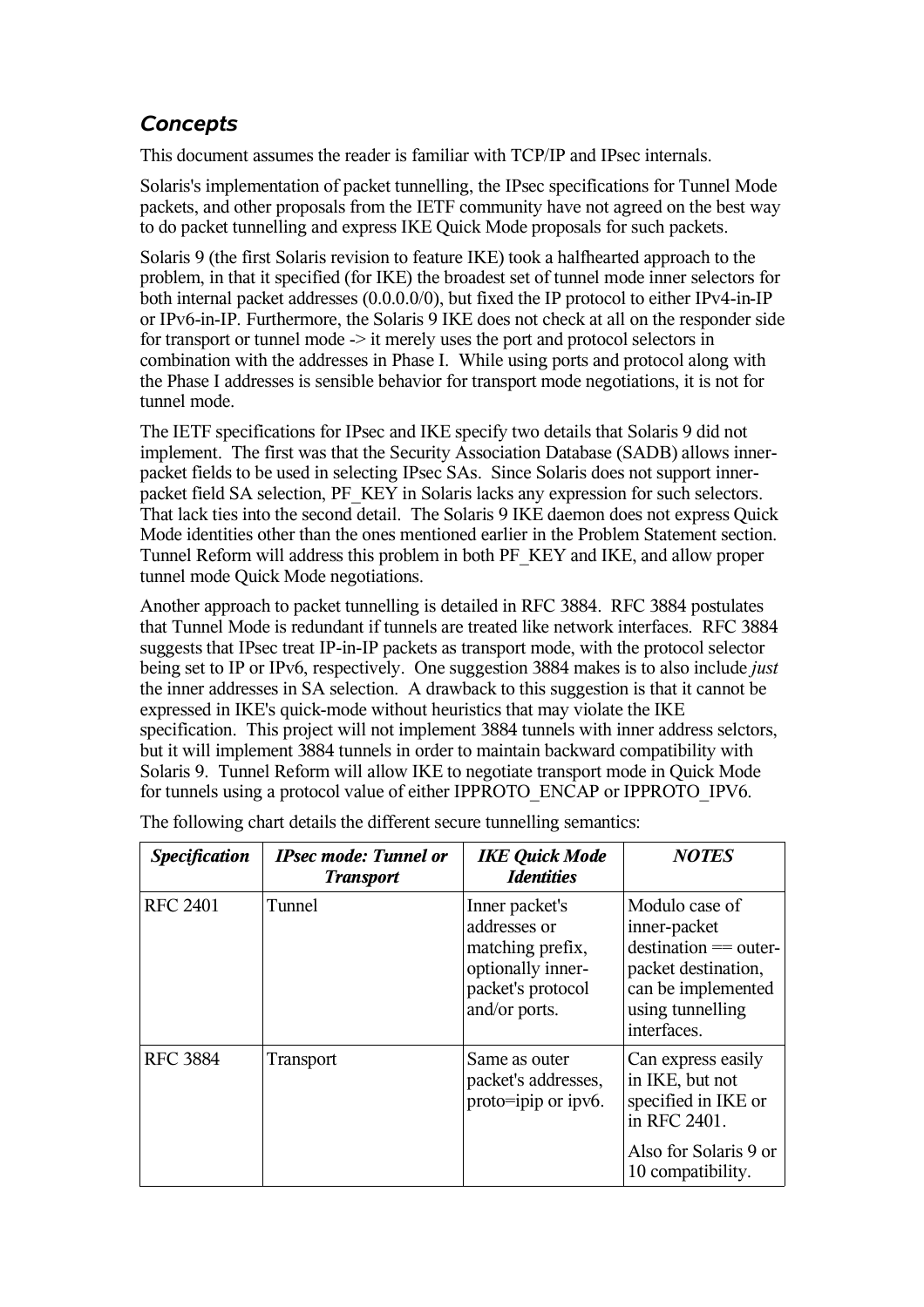### *Concepts*

This document assumes the reader is familiar with TCP/IP and IPsec internals.

Solaris's implementation of packet tunnelling, the IPsec specifications for Tunnel Mode packets, and other proposals from the IETF community have not agreed on the best way to do packet tunnelling and express IKE Quick Mode proposals for such packets.

Solaris 9 (the first Solaris revision to feature IKE) took a halfhearted approach to the problem, in that it specified (for IKE) the broadest set of tunnel mode inner selectors for both internal packet addresses (0.0.0.0/0), but fixed the IP protocol to either IPv4-in-IP or IPv6-in-IP. Furthermore, the Solaris 9 IKE does not check at all on the responder side for transport or tunnel mode -> it merely uses the port and protocol selectors in combination with the addresses in Phase I. While using ports and protocol along with the Phase I addresses is sensible behavior for transport mode negotiations, it is not for tunnel mode.

The IETF specifications for IPsec and IKE specify two details that Solaris 9 did not implement. The first was that the Security Association Database (SADB) allows inner-packet fields to be used in selecting IPsec SAs. Since Solaris does not support inner-packet field SA selection, PF_KEY in Solaris lacks any expression for such selectors. That lack ties into the second detail. The Solaris 9 IKE daemon does not express Quick Mode identities other than the ones mentioned earlier in the Problem Statement section. Tunnel Reform will address this problem in both PF_KEY and IKE, and allow proper tunnel mode Quick Mode negotiations.

Another approach to packet tunnelling is detailed in RFC 3884. RFC 3884 postulates that Tunnel Mode is redundant if tunnels are treated like network interfaces. RFC 3884 suggests that IPsec treat IP-in-IP packets as transport mode, with the protocol selector being set to IP or IPv6, respectively. One suggestion 3884 makes is to also include *just* the inner addresses in SA selection. A drawback to this suggestion is that it cannot be expressed in IKE's quick-mode without heuristics that may violate the IKE specification. This project will not implement 3884 tunnels with inner address selctors, but it will implement 3884 tunnels in order to maintain backward compatibility with Solaris 9. Tunnel Reform will allow IKE to negotiate transport mode in Quick Mode for tunnels using a protocol value of either IPPROTO_ENCAP or IPPROTO_IPV6.

The following chart details the different secure tunnelling semantics:

| ***Specification*** | ***IPsec mode: Tunnel or Transport*** | ***IKE Quick Mode Identities*** | ***NOTES*** |
|---|---|---|---|
| RFC 2401 | Tunnel | Inner packet's addresses or matching prefix, optionally inner-packet's protocol and/or ports. | Modulo case of inner-packet destination == outer-packet destination, can be implemented using tunnelling interfaces. |
| RFC 3884 | Transport | Same as outer packet's addresses, proto=ipip or ipv6. | Can express easily in IKE, but not specified in IKE or in RFC 2401. Also for Solaris 9 or 10 compatibility. |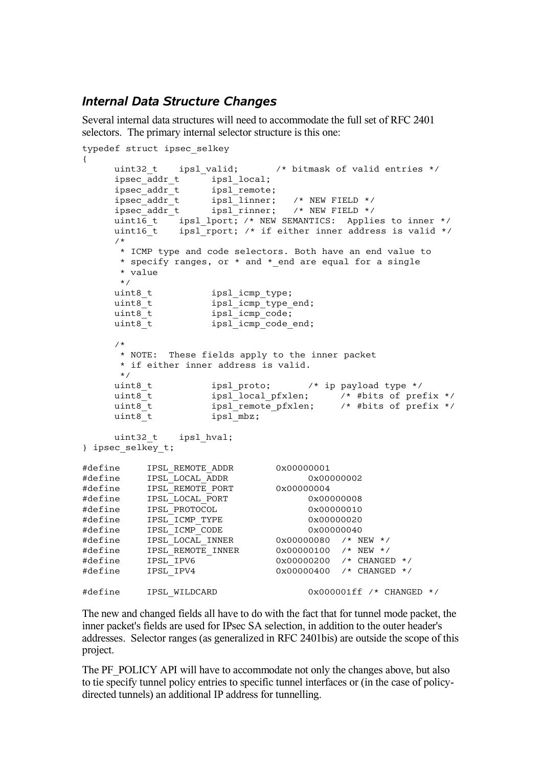### *Internal Data Structure Changes*

Several internal data structures will need to accommodate the full set of RFC 2401 selectors. The primary internal selector structure is this one:

```
typedef struct ipsec_selkey
{
      uint32_t    ipsl_valid;       /* bitmask of valid entries */
      ipsec_addr_t      ipsl_local;
      ipsec_addr_t      ipsl_remote;
      ipsec_addr_t      ipsl_linner;   /* NEW FIELD */
      ipsec_addr_t      ipsl_rinner;   /* NEW FIELD */
      uint16_t    ipsl_lport; /* NEW SEMANTICS:  Applies to inner */
      uint16_t    ipsl_rport; /* if either inner address is valid */
      /*
       * ICMP type and code selectors. Both have an end value to
       * specify ranges, or * and *_end are equal for a single
       * value
       */
      uint8_t           ipsl_icmp_type;
      uint8_t           ipsl_icmp_type_end;
      uint8_t           ipsl_icmp_code;
      uint8_t           ipsl_icmp_code_end;

      /*
       * NOTE:  These fields apply to the inner packet
       * if either inner address is valid.
       */
      uint8_t           ipsl_proto;       /* ip payload type */
      uint8_t           ipsl_local_pfxlen;      /* #bits of prefix */
      uint8_t           ipsl_remote_pfxlen;     /* #bits of prefix */
      uint8_t           ipsl_mbz;

      uint32_t    ipsl_hval;
} ipsec_selkey_t;

#define     IPSL_REMOTE_ADDR        0x00000001
#define     IPSL_LOCAL_ADDR               0x00000002
#define     IPSL_REMOTE_PORT        0x00000004
#define     IPSL_LOCAL_PORT               0x00000008
#define     IPSL_PROTOCOL                 0x00000010
#define     IPSL_ICMP_TYPE                0x00000020
#define     IPSL_ICMP_CODE                0x00000040
#define     IPSL_LOCAL_INNER        0x00000080  /* NEW */
#define     IPSL_REMOTE_INNER       0x00000100  /* NEW */
#define     IPSL_IPV6               0x00000200  /* CHANGED */
#define     IPSL_IPV4               0x00000400  /* CHANGED */

#define     IPSL_WILDCARD                 0x000001ff /* CHANGED */
```

The new and changed fields all have to do with the fact that for tunnel mode packet, the inner packet's fields are used for IPsec SA selection, in addition to the outer header's addresses. Selector ranges (as generalized in RFC 2401bis) are outside the scope of this project.

The PF_POLICY API will have to accommodate not only the changes above, but also to tie specify tunnel policy entries to specific tunnel interfaces or (in the case of policy-directed tunnels) an additional IP address for tunnelling.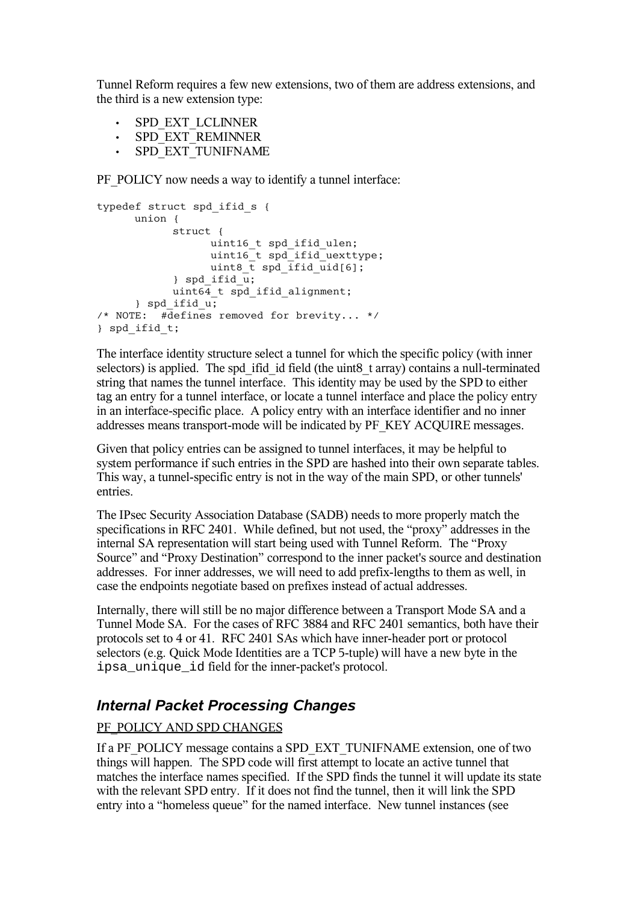Tunnel Reform requires a few new extensions, two of them are address extensions, and the third is a new extension type:

- SPD_EXT_LCLINNER
- SPD_EXT_REMINNER
- SPD_EXT_TUNIFNAME

PF_POLICY now needs a way to identify a tunnel interface:

```
typedef struct spd_ifid_s {
      union {
            struct {
                  uint16_t spd_ifid_ulen;
                  uint16_t spd_ifid_uexttype;
                  uint8_t spd_ifid_uid[6];
            } spd_ifid_u;
            uint64_t spd_ifid_alignment;
      } spd_ifid_u;
/* NOTE:  #defines removed for brevity... */
} spd_ifid_t;
```

The interface identity structure select a tunnel for which the specific policy (with inner selectors) is applied. The spd_ifid_id field (the uint8_t array) contains a null-terminated string that names the tunnel interface. This identity may be used by the SPD to either tag an entry for a tunnel interface, or locate a tunnel interface and place the policy entry in an interface-specific place. A policy entry with an interface identifier and no inner addresses means transport-mode will be indicated by PF_KEY ACQUIRE messages.

Given that policy entries can be assigned to tunnel interfaces, it may be helpful to system performance if such entries in the SPD are hashed into their own separate tables. This way, a tunnel-specific entry is not in the way of the main SPD, or other tunnels' entries.

The IPsec Security Association Database (SADB) needs to more properly match the specifications in RFC 2401. While defined, but not used, the "proxy" addresses in the internal SA representation will start being used with Tunnel Reform. The "Proxy Source" and "Proxy Destination" correspond to the inner packet's source and destination addresses. For inner addresses, we will need to add prefix-lengths to them as well, in case the endpoints negotiate based on prefixes instead of actual addresses.

Internally, there will still be no major difference between a Transport Mode SA and a Tunnel Mode SA. For the cases of RFC 3884 and RFC 2401 semantics, both have their protocols set to 4 or 41. RFC 2401 SAs which have inner-header port or protocol selectors (e.g. Quick Mode Identities are a TCP 5-tuple) will have a new byte in the `ipsa_unique_id` field for the inner-packet's protocol.

## *Internal Packet Processing Changes*

PF_POLICY AND SPD CHANGES

If a PF_POLICY message contains a SPD_EXT_TUNIFNAME extension, one of two things will happen. The SPD code will first attempt to locate an active tunnel that matches the interface names specified. If the SPD finds the tunnel it will update its state with the relevant SPD entry. If it does not find the tunnel, then it will link the SPD entry into a "homeless queue" for the named interface. New tunnel instances (see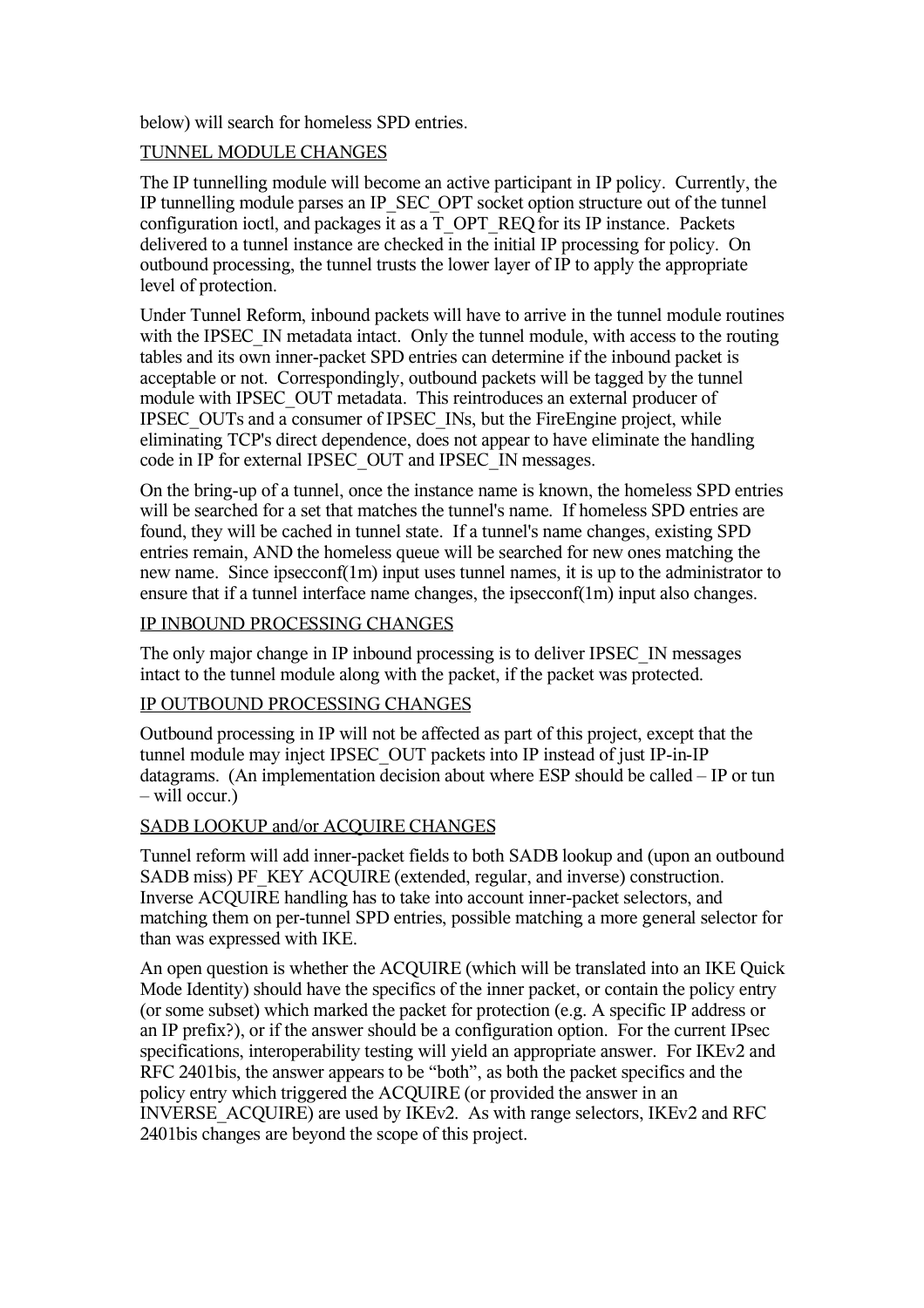below) will search for homeless SPD entries.

## TUNNEL MODULE CHANGES

The IP tunnelling module will become an active participant in IP policy. Currently, the IP tunnelling module parses an IP_SEC_OPT socket option structure out of the tunnel configuration ioctl, and packages it as a T_OPT_REQ for its IP instance. Packets delivered to a tunnel instance are checked in the initial IP processing for policy. On outbound processing, the tunnel trusts the lower layer of IP to apply the appropriate level of protection.

Under Tunnel Reform, inbound packets will have to arrive in the tunnel module routines with the IPSEC_IN metadata intact. Only the tunnel module, with access to the routing tables and its own inner-packet SPD entries can determine if the inbound packet is acceptable or not. Correspondingly, outbound packets will be tagged by the tunnel module with IPSEC_OUT metadata. This reintroduces an external producer of IPSEC_OUTs and a consumer of IPSEC_INs, but the FireEngine project, while eliminating TCP's direct dependence, does not appear to have eliminate the handling code in IP for external IPSEC_OUT and IPSEC_IN messages.

On the bring-up of a tunnel, once the instance name is known, the homeless SPD entries will be searched for a set that matches the tunnel's name. If homeless SPD entries are found, they will be cached in tunnel state. If a tunnel's name changes, existing SPD entries remain, AND the homeless queue will be searched for new ones matching the new name. Since ipsecconf(1m) input uses tunnel names, it is up to the administrator to ensure that if a tunnel interface name changes, the ipsecconf(1m) input also changes.

## IP INBOUND PROCESSING CHANGES

The only major change in IP inbound processing is to deliver IPSEC_IN messages intact to the tunnel module along with the packet, if the packet was protected.

## IP OUTBOUND PROCESSING CHANGES

Outbound processing in IP will not be affected as part of this project, except that the tunnel module may inject IPSEC_OUT packets into IP instead of just IP-in-IP datagrams. (An implementation decision about where ESP should be called – IP or tun – will occur.)

## SADB LOOKUP and/or ACQUIRE CHANGES

Tunnel reform will add inner-packet fields to both SADB lookup and (upon an outbound SADB miss) PF_KEY ACQUIRE (extended, regular, and inverse) construction. Inverse ACQUIRE handling has to take into account inner-packet selectors, and matching them on per-tunnel SPD entries, possible matching a more general selector for than was expressed with IKE.

An open question is whether the ACQUIRE (which will be translated into an IKE Quick Mode Identity) should have the specifics of the inner packet, or contain the policy entry (or some subset) which marked the packet for protection (e.g. A specific IP address or an IP prefix?), or if the answer should be a configuration option. For the current IPsec specifications, interoperability testing will yield an appropriate answer. For IKEv2 and RFC 2401bis, the answer appears to be "both", as both the packet specifics and the policy entry which triggered the ACQUIRE (or provided the answer in an INVERSE_ACQUIRE) are used by IKEv2. As with range selectors, IKEv2 and RFC 2401bis changes are beyond the scope of this project.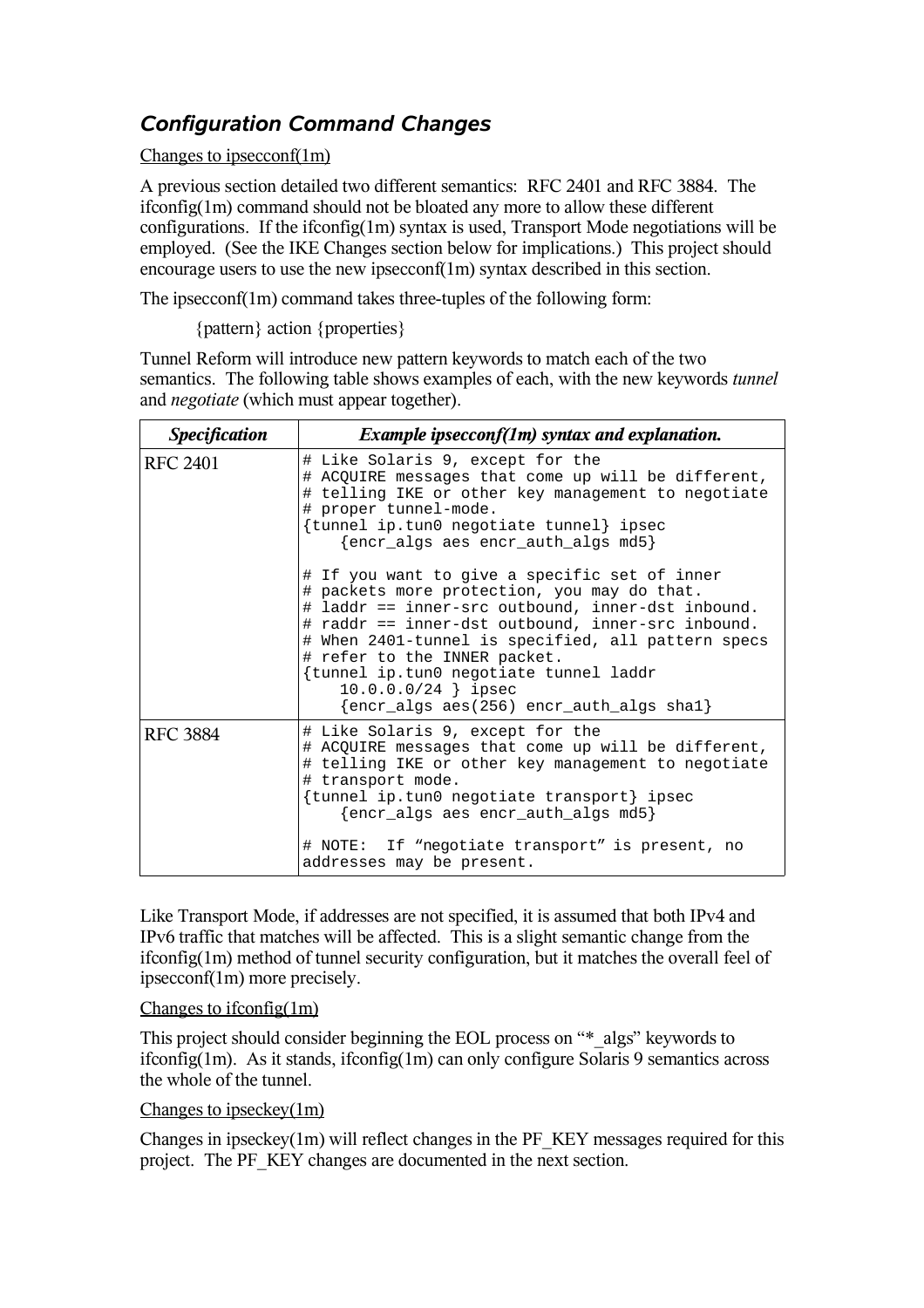### *Configuration Command Changes*

Changes to ipsecconf(1m)

A previous section detailed two different semantics: RFC 2401 and RFC 3884. The ifconfig(1m) command should not be bloated any more to allow these different configurations. If the ifconfig(1m) syntax is used, Transport Mode negotiations will be employed. (See the IKE Changes section below for implications.) This project should encourage users to use the new ipsecconf(1m) syntax described in this section.

The ipsecconf(1m) command takes three-tuples of the following form:

{pattern} action {properties}

Tunnel Reform will introduce new pattern keywords to match each of the two semantics. The following table shows examples of each, with the new keywords *tunnel* and *negotiate* (which must appear together).

| ***Specification*** | ***Example ipsecconf(1m) syntax and explanation.*** |
|---|---|
| RFC 2401 | `# Like Solaris 9, except for the`<br>`# ACQUIRE messages that come up will be different,`<br>`# telling IKE or other key management to negotiate`<br>`# proper tunnel-mode.`<br>`{tunnel ip.tun0 negotiate tunnel} ipsec`<br>`    {encr_algs aes encr_auth_algs md5}`<br><br>`# If you want to give a specific set of inner`<br>`# packets more protection, you may do that.`<br>`# laddr == inner-src outbound, inner-dst inbound.`<br>`# raddr == inner-dst outbound, inner-src inbound.`<br>`# When 2401-tunnel is specified, all pattern specs`<br>`# refer to the INNER packet.`<br>`{tunnel ip.tun0 negotiate tunnel laddr`<br>`    10.0.0.0/24 } ipsec`<br>`    {encr_algs aes(256) encr_auth_algs sha1}` |
| RFC 3884 | `# Like Solaris 9, except for the`<br>`# ACQUIRE messages that come up will be different,`<br>`# telling IKE or other key management to negotiate`<br>`# transport mode.`<br>`{tunnel ip.tun0 negotiate transport} ipsec`<br>`    {encr_algs aes encr_auth_algs md5}`<br><br>`# NOTE:  If “negotiate transport” is present, no`<br>`addresses may be present.` |

Like Transport Mode, if addresses are not specified, it is assumed that both IPv4 and IPv6 traffic that matches will be affected. This is a slight semantic change from the ifconfig(1m) method of tunnel security configuration, but it matches the overall feel of ipsecconf(1m) more precisely.

Changes to ifconfig(1m)

This project should consider beginning the EOL process on “*_algs” keywords to ifconfig(1m). As it stands, ifconfig(1m) can only configure Solaris 9 semantics across the whole of the tunnel.

Changes to ipseckey(1m)

Changes in ipseckey(1m) will reflect changes in the PF_KEY messages required for this project. The PF_KEY changes are documented in the next section.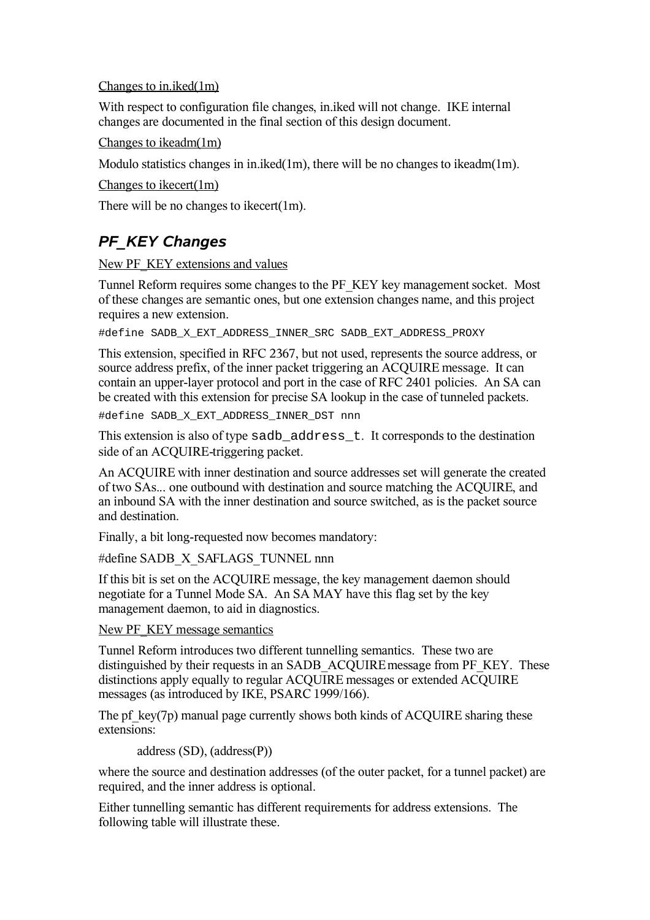Changes to in.iked(1m)

With respect to configuration file changes, in.iked will not change. IKE internal changes are documented in the final section of this design document.

Changes to ikeadm(1m)

Modulo statistics changes in in.iked(1m), there will be no changes to ikeadm(1m).

Changes to ikecert(1m)

There will be no changes to ikecert(1m).

## *PF_KEY Changes*

New PF_KEY extensions and values

Tunnel Reform requires some changes to the PF_KEY key management socket. Most of these changes are semantic ones, but one extension changes name, and this project requires a new extension.

```
#define SADB_X_EXT_ADDRESS_INNER_SRC SADB_EXT_ADDRESS_PROXY
```

This extension, specified in RFC 2367, but not used, represents the source address, or source address prefix, of the inner packet triggering an ACQUIRE message. It can contain an upper-layer protocol and port in the case of RFC 2401 policies. An SA can be created with this extension for precise SA lookup in the case of tunneled packets.

```
#define SADB_X_EXT_ADDRESS_INNER_DST nnn
```

This extension is also of type `sadb_address_t`. It corresponds to the destination side of an ACQUIRE-triggering packet.

An ACQUIRE with inner destination and source addresses set will generate the created of two SAs... one outbound with destination and source matching the ACQUIRE, and an inbound SA with the inner destination and source switched, as is the packet source and destination.

Finally, a bit long-requested now becomes mandatory:

#define SADB_X_SAFLAGS_TUNNEL nnn

If this bit is set on the ACQUIRE message, the key management daemon should negotiate for a Tunnel Mode SA. An SA MAY have this flag set by the key management daemon, to aid in diagnostics.

New PF_KEY message semantics

Tunnel Reform introduces two different tunnelling semantics. These two are distinguished by their requests in an SADB_ACQUIRE message from PF_KEY. These distinctions apply equally to regular ACQUIRE messages or extended ACQUIRE messages (as introduced by IKE, PSARC 1999/166).

The pf_key(7p) manual page currently shows both kinds of ACQUIRE sharing these extensions:

    address (SD), (address(P))

where the source and destination addresses (of the outer packet, for a tunnel packet) are required, and the inner address is optional.

Either tunnelling semantic has different requirements for address extensions. The following table will illustrate these.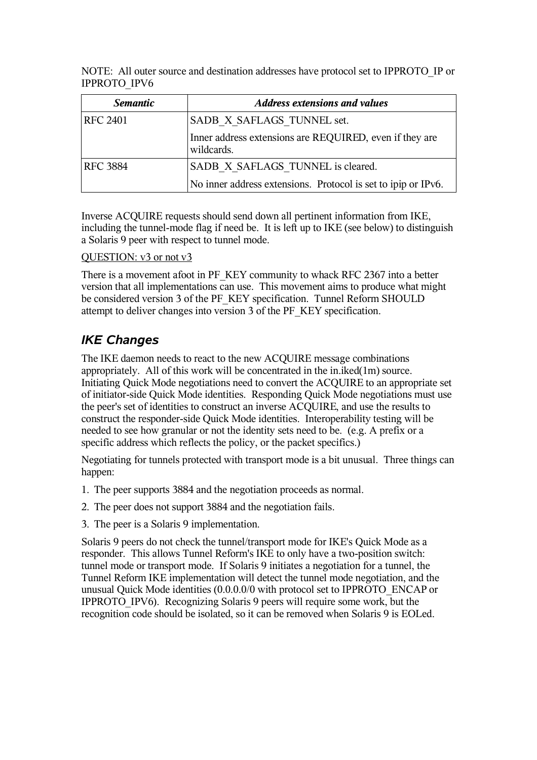NOTE: All outer source and destination addresses have protocol set to IPPROTO_IP or IPPROTO_IPV6

| ***Semantic*** | ***Address extensions and values*** |
|---|---|
| RFC 2401 | SADB_X_SAFLAGS_TUNNEL set.<br>Inner address extensions are REQUIRED, even if they are wildcards. |
| RFC 3884 | SADB_X_SAFLAGS_TUNNEL is cleared.<br>No inner address extensions. Protocol is set to ipip or IPv6. |

Inverse ACQUIRE requests should send down all pertinent information from IKE, including the tunnel-mode flag if need be. It is left up to IKE (see below) to distinguish a Solaris 9 peer with respect to tunnel mode.

QUESTION: v3 or not v3

There is a movement afoot in PF_KEY community to whack RFC 2367 into a better version that all implementations can use. This movement aims to produce what might be considered version 3 of the PF_KEY specification. Tunnel Reform SHOULD attempt to deliver changes into version 3 of the PF_KEY specification.

## *IKE Changes*

The IKE daemon needs to react to the new ACQUIRE message combinations appropriately. All of this work will be concentrated in the in.iked(1m) source. Initiating Quick Mode negotiations need to convert the ACQUIRE to an appropriate set of initiator-side Quick Mode identities. Responding Quick Mode negotiations must use the peer's set of identities to construct an inverse ACQUIRE, and use the results to construct the responder-side Quick Mode identities. Interoperability testing will be needed to see how granular or not the identity sets need to be. (e.g. A prefix or a specific address which reflects the policy, or the packet specifics.)

Negotiating for tunnels protected with transport mode is a bit unusual. Three things can happen:

1. The peer supports 3884 and the negotiation proceeds as normal.
2. The peer does not support 3884 and the negotiation fails.
3. The peer is a Solaris 9 implementation.

Solaris 9 peers do not check the tunnel/transport mode for IKE's Quick Mode as a responder. This allows Tunnel Reform's IKE to only have a two-position switch: tunnel mode or transport mode. If Solaris 9 initiates a negotiation for a tunnel, the Tunnel Reform IKE implementation will detect the tunnel mode negotiation, and the unusual Quick Mode identities (0.0.0.0/0 with protocol set to IPPROTO_ENCAP or IPPROTO_IPV6). Recognizing Solaris 9 peers will require some work, but the recognition code should be isolated, so it can be removed when Solaris 9 is EOLed.